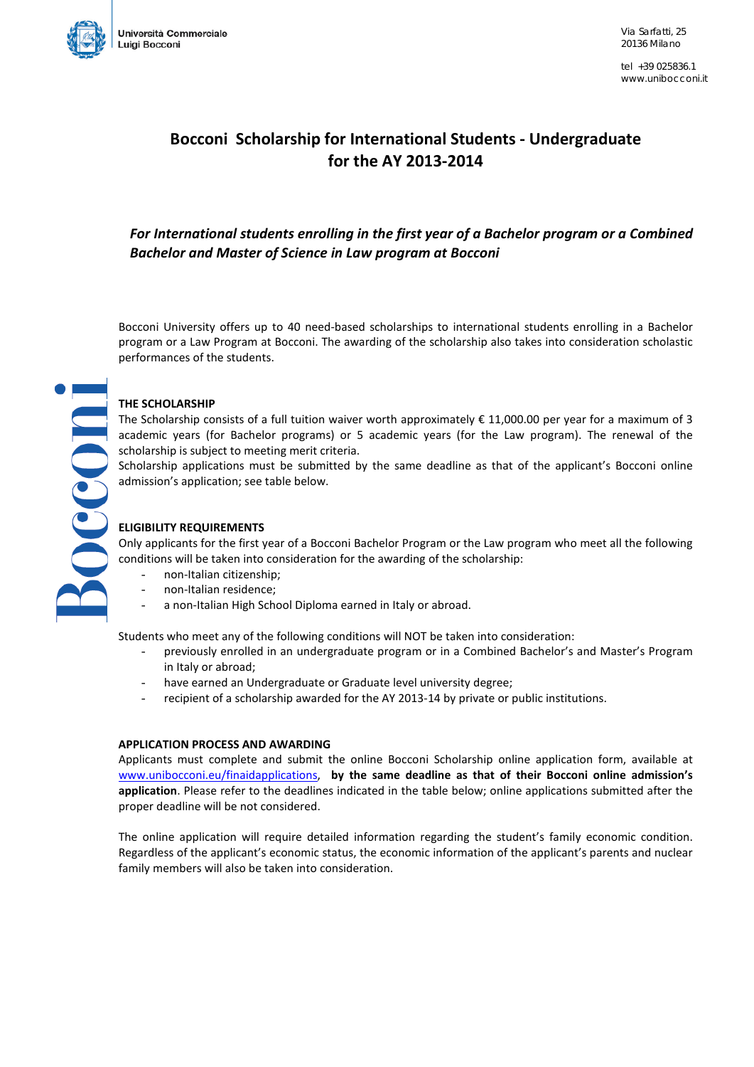Università Commerciale
Luigi Bocconi

Via Sarfatti, 25
20136 Milano

tel +39 025836.1
www.unibocconi.it

# Bocconi Scholarship for International Students - Undergraduate for the AY 2013-2014

***For International students enrolling in the first year of a Bachelor program or a Combined Bachelor and Master of Science in Law program at Bocconi***

Bocconi University offers up to 40 need-based scholarships to international students enrolling in a Bachelor program or a Law Program at Bocconi. The awarding of the scholarship also takes into consideration scholastic performances of the students.

**THE SCHOLARSHIP**

The Scholarship consists of a full tuition waiver worth approximately € 11,000.00 per year for a maximum of 3 academic years (for Bachelor programs) or 5 academic years (for the Law program). The renewal of the scholarship is subject to meeting merit criteria.
Scholarship applications must be submitted by the same deadline as that of the applicant's Bocconi online admission's application; see table below.

**ELIGIBILITY REQUIREMENTS**

Only applicants for the first year of a Bocconi Bachelor Program or the Law program who meet all the following conditions will be taken into consideration for the awarding of the scholarship:

- non-Italian citizenship;
- non-Italian residence;
- a non-Italian High School Diploma earned in Italy or abroad.

Students who meet any of the following conditions will NOT be taken into consideration:

- previously enrolled in an undergraduate program or in a Combined Bachelor's and Master's Program in Italy or abroad;
- have earned an Undergraduate or Graduate level university degree;
- recipient of a scholarship awarded for the AY 2013-14 by private or public institutions.

**APPLICATION PROCESS AND AWARDING**

Applicants must complete and submit the online Bocconi Scholarship online application form, available at www.unibocconi.eu/finaidapplications, **by the same deadline as that of their Bocconi online admission's application**. Please refer to the deadlines indicated in the table below; online applications submitted after the proper deadline will be not considered.

The online application will require detailed information regarding the student's family economic condition. Regardless of the applicant's economic status, the economic information of the applicant's parents and nuclear family members will also be taken into consideration.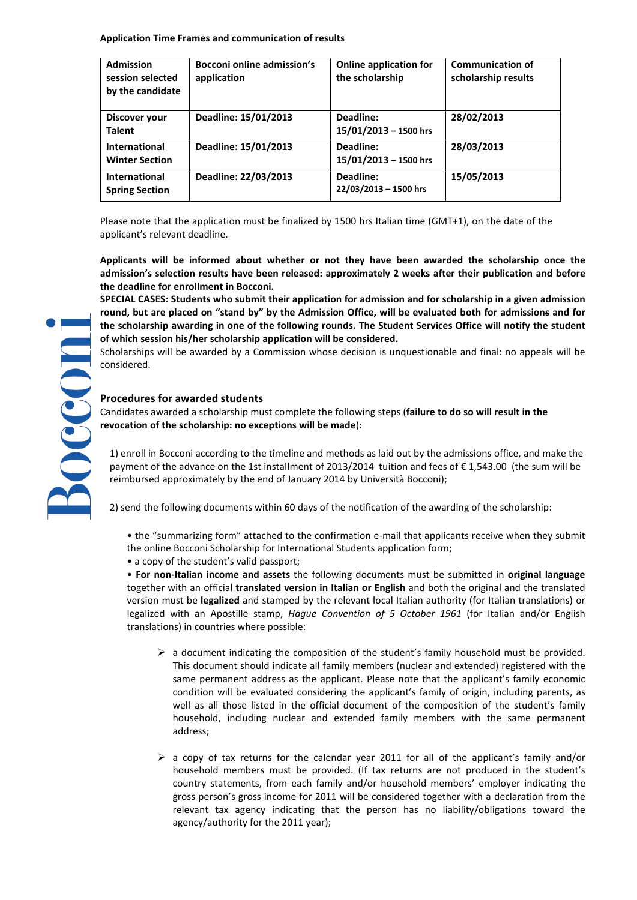**Application Time Frames and communication of results**

| Admission session selected by the candidate | Bocconi online admission's application | Online application for the scholarship | Communication of scholarship results |
|---|---|---|---|
| Discover your Talent | Deadline: 15/01/2013 | Deadline: 15/01/2013 – 1500 hrs | 28/02/2013 |
| International Winter Section | Deadline: 15/01/2013 | Deadline: 15/01/2013 – 1500 hrs | 28/03/2013 |
| International Spring Section | Deadline: 22/03/2013 | Deadline: 22/03/2013 – 1500 hrs | 15/05/2013 |

Please note that the application must be finalized by 1500 hrs Italian time (GMT+1), on the date of the applicant's relevant deadline.

**Applicants will be informed about whether or not they have been awarded the scholarship once the admission's selection results have been released: approximately 2 weeks after their publication and before the deadline for enrollment in Bocconi.**

**SPECIAL CASES: Students who submit their application for admission and for scholarship in a given admission round, but are placed on "stand by" by the Admission Office, will be evaluated both for admissions and for the scholarship awarding in one of the following rounds. The Student Services Office will notify the student of which session his/her scholarship application will be considered.**

Scholarships will be awarded by a Commission whose decision is unquestionable and final: no appeals will be considered.

## Procedures for awarded students

Candidates awarded a scholarship must complete the following steps (**failure to do so will result in the revocation of the scholarship: no exceptions will be made**):

1) enroll in Bocconi according to the timeline and methods as laid out by the admissions office, and make the payment of the advance on the 1st installment of 2013/2014 tuition and fees of € 1,543.00 (the sum will be reimbursed approximately by the end of January 2014 by Università Bocconi);

2) send the following documents within 60 days of the notification of the awarding of the scholarship:

- the "summarizing form" attached to the confirmation e-mail that applicants receive when they submit the online Bocconi Scholarship for International Students application form;
- a copy of the student's valid passport;
- **For non-Italian income and assets** the following documents must be submitted in **original language** together with an official **translated version in Italian or English** and both the original and the translated version must be **legalized** and stamped by the relevant local Italian authority (for Italian translations) or legalized with an Apostille stamp, *Hague Convention of 5 October 1961* (for Italian and/or English translations) in countries where possible:

  - a document indicating the composition of the student's family household must be provided. This document should indicate all family members (nuclear and extended) registered with the same permanent address as the applicant. Please note that the applicant's family economic condition will be evaluated considering the applicant's family of origin, including parents, as well as all those listed in the official document of the composition of the student's family household, including nuclear and extended family members with the same permanent address;

  - a copy of tax returns for the calendar year 2011 for all of the applicant's family and/or household members must be provided. (If tax returns are not produced in the student's country statements, from each family and/or household members' employer indicating the gross person's gross income for 2011 will be considered together with a declaration from the relevant tax agency indicating that the person has no liability/obligations toward the agency/authority for the 2011 year);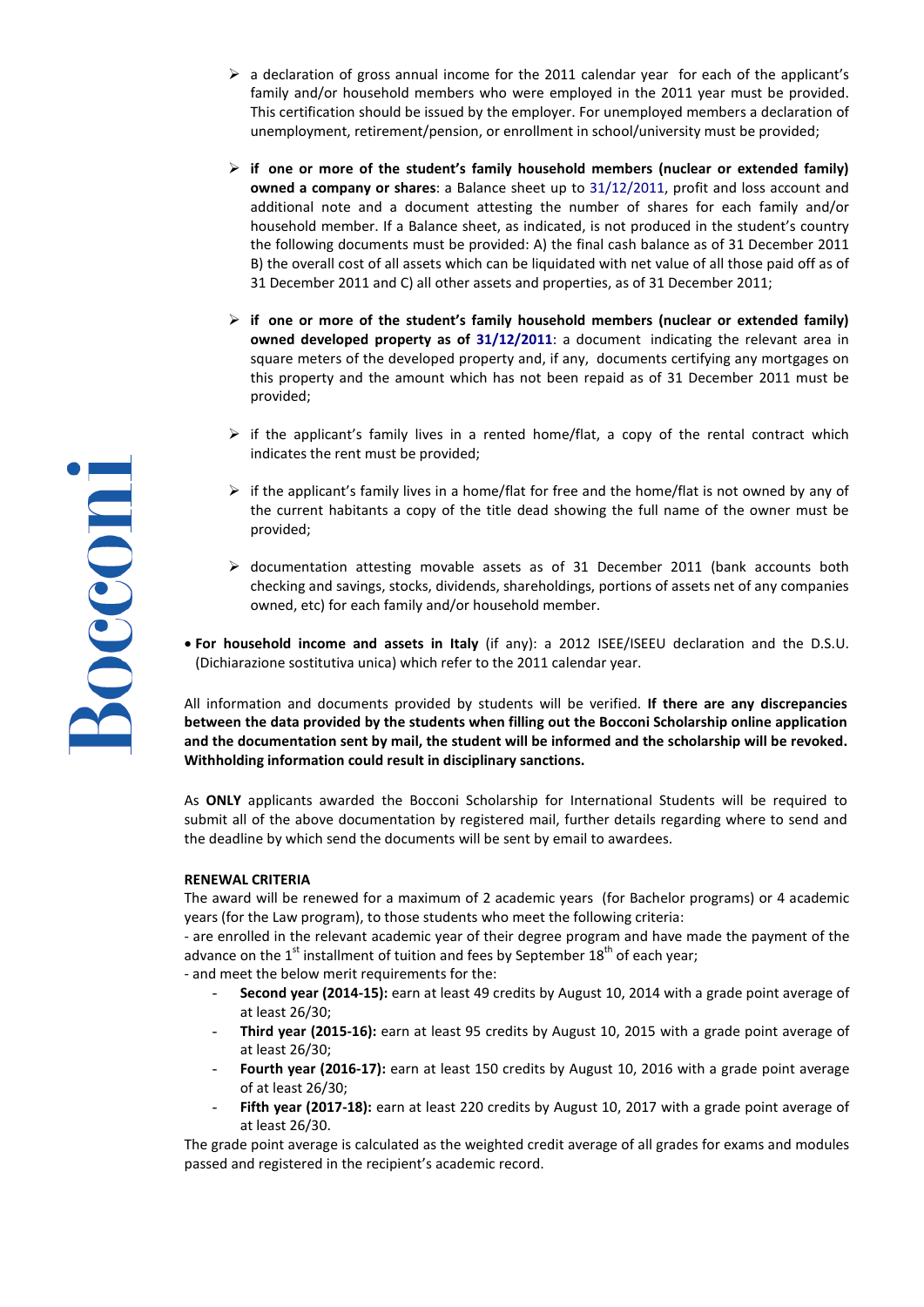- a declaration of gross annual income for the 2011 calendar year for each of the applicant's family and/or household members who were employed in the 2011 year must be provided. This certification should be issued by the employer. For unemployed members a declaration of unemployment, retirement/pension, or enrollment in school/university must be provided;

- **if one or more of the student's family household members (nuclear or extended family) owned a company or shares**: a Balance sheet up to 31/12/2011, profit and loss account and additional note and a document attesting the number of shares for each family and/or household member. If a Balance sheet, as indicated, is not produced in the student's country the following documents must be provided: A) the final cash balance as of 31 December 2011 B) the overall cost of all assets which can be liquidated with net value of all those paid off as of 31 December 2011 and C) all other assets and properties, as of 31 December 2011;

- **if one or more of the student's family household members (nuclear or extended family) owned developed property as of 31/12/2011**: a document indicating the relevant area in square meters of the developed property and, if any, documents certifying any mortgages on this property and the amount which has not been repaid as of 31 December 2011 must be provided;

- if the applicant's family lives in a rented home/flat, a copy of the rental contract which indicates the rent must be provided;

- if the applicant's family lives in a home/flat for free and the home/flat is not owned by any of the current habitants a copy of the title dead showing the full name of the owner must be provided;

- documentation attesting movable assets as of 31 December 2011 (bank accounts both checking and savings, stocks, dividends, shareholdings, portions of assets net of any companies owned, etc) for each family and/or household member.

- **For household income and assets in Italy** (if any): a 2012 ISEE/ISEEU declaration and the D.S.U. (Dichiarazione sostitutiva unica) which refer to the 2011 calendar year.

All information and documents provided by students will be verified. **If there are any discrepancies between the data provided by the students when filling out the Bocconi Scholarship online application and the documentation sent by mail, the student will be informed and the scholarship will be revoked. Withholding information could result in disciplinary sanctions.**

As **ONLY** applicants awarded the Bocconi Scholarship for International Students will be required to submit all of the above documentation by registered mail, further details regarding where to send and the deadline by which send the documents will be sent by email to awardees.

**RENEWAL CRITERIA**

The award will be renewed for a maximum of 2 academic years (for Bachelor programs) or 4 academic years (for the Law program), to those students who meet the following criteria:

- are enrolled in the relevant academic year of their degree program and have made the payment of the advance on the 1st installment of tuition and fees by September 18th of each year;
- and meet the below merit requirements for the:
  - **Second year (2014-15):** earn at least 49 credits by August 10, 2014 with a grade point average of at least 26/30;
  - **Third year (2015-16):** earn at least 95 credits by August 10, 2015 with a grade point average of at least 26/30;
  - **Fourth year (2016-17):** earn at least 150 credits by August 10, 2016 with a grade point average of at least 26/30;
  - **Fifth year (2017-18):** earn at least 220 credits by August 10, 2017 with a grade point average of at least 26/30.

The grade point average is calculated as the weighted credit average of all grades for exams and modules passed and registered in the recipient's academic record.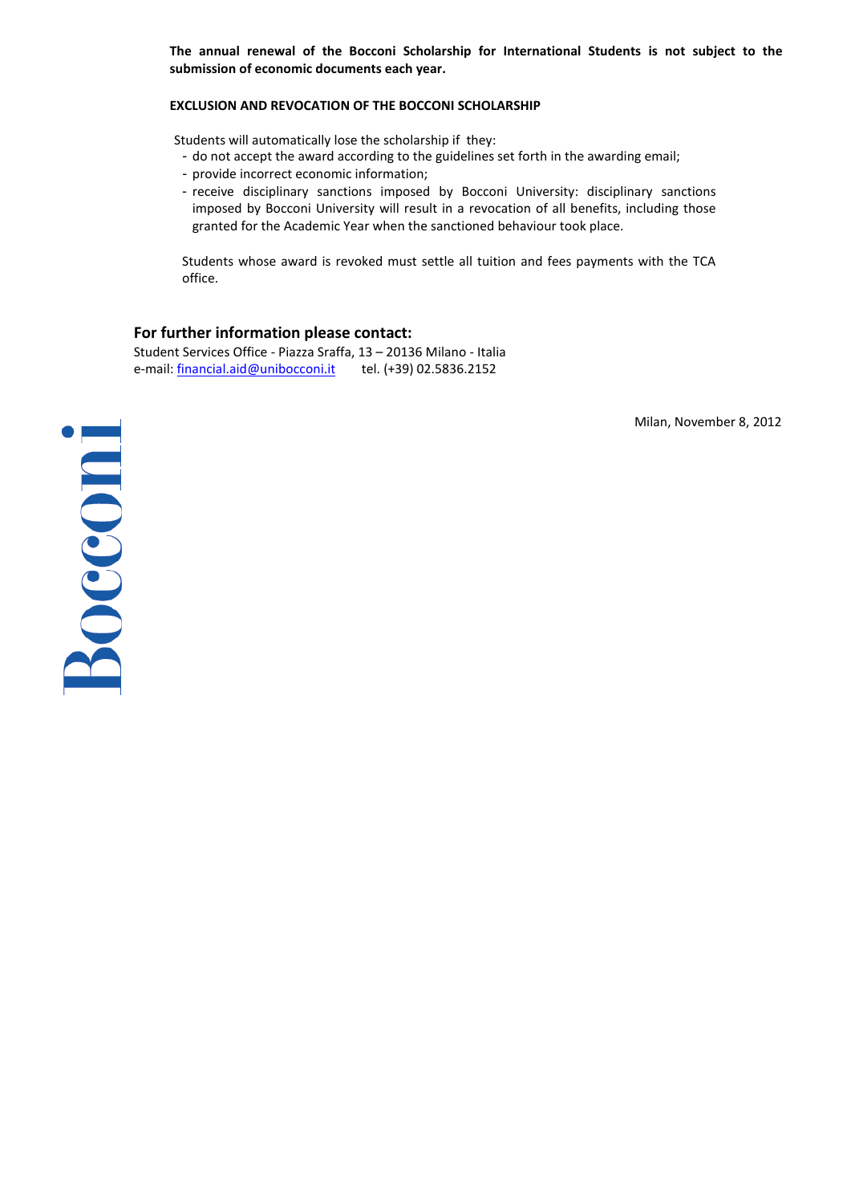**The annual renewal of the Bocconi Scholarship for International Students is not subject to the submission of economic documents each year.**

**EXCLUSION AND REVOCATION OF THE BOCCONI SCHOLARSHIP**

Students will automatically lose the scholarship if they:

- do not accept the award according to the guidelines set forth in the awarding email;
- provide incorrect economic information;
- receive disciplinary sanctions imposed by Bocconi University: disciplinary sanctions imposed by Bocconi University will result in a revocation of all benefits, including those granted for the Academic Year when the sanctioned behaviour took place.

Students whose award is revoked must settle all tuition and fees payments with the TCA office.

## For further information please contact:

Student Services Office - Piazza Sraffa, 13 – 20136 Milano - Italia
e-mail: financial.aid@unibocconi.it tel. (+39) 02.5836.2152

Milan, November 8, 2012

Bocconi